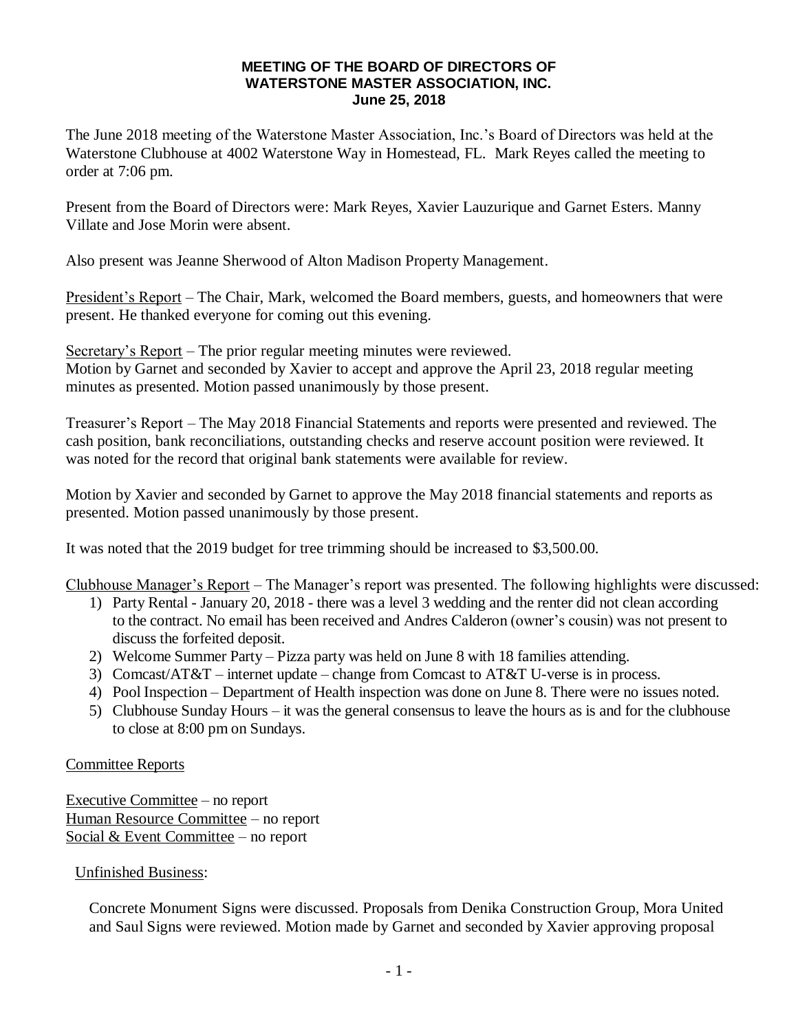**MEETING OF THE BOARD OF DIRECTORS OF**
**WATERSTONE MASTER ASSOCIATION, INC.**
**June 25, 2018**

The June 2018 meeting of the Waterstone Master Association, Inc.'s Board of Directors was held at the Waterstone Clubhouse at 4002 Waterstone Way in Homestead, FL. Mark Reyes called the meeting to order at 7:06 pm.

Present from the Board of Directors were: Mark Reyes, Xavier Lauzurique and Garnet Esters. Manny Villate and Jose Morin were absent.

Also present was Jeanne Sherwood of Alton Madison Property Management.

<u>President's Report</u> – The Chair, Mark, welcomed the Board members, guests, and homeowners that were present. He thanked everyone for coming out this evening.

<u>Secretary's Report</u> – The prior regular meeting minutes were reviewed.
Motion by Garnet and seconded by Xavier to accept and approve the April 23, 2018 regular meeting minutes as presented. Motion passed unanimously by those present.

Treasurer's Report – The May 2018 Financial Statements and reports were presented and reviewed. The cash position, bank reconciliations, outstanding checks and reserve account position were reviewed. It was noted for the record that original bank statements were available for review.

Motion by Xavier and seconded by Garnet to approve the May 2018 financial statements and reports as presented. Motion passed unanimously by those present.

It was noted that the 2019 budget for tree trimming should be increased to $3,500.00.

<u>Clubhouse Manager's Report</u> – The Manager's report was presented. The following highlights were discussed:

1) Party Rental - January 20, 2018 - there was a level 3 wedding and the renter did not clean according to the contract. No email has been received and Andres Calderon (owner's cousin) was not present to discuss the forfeited deposit.
2) Welcome Summer Party – Pizza party was held on June 8 with 18 families attending.
3) Comcast/AT&T – internet update – change from Comcast to AT&T U-verse is in process.
4) Pool Inspection – Department of Health inspection was done on June 8. There were no issues noted.
5) Clubhouse Sunday Hours – it was the general consensus to leave the hours as is and for the clubhouse to close at 8:00 pm on Sundays.

<u>Committee Reports</u>

<u>Executive Committee</u> – no report
<u>Human Resource Committee</u> – no report
<u>Social & Event Committee</u> – no report

<u>Unfinished Business</u>:

Concrete Monument Signs were discussed. Proposals from Denika Construction Group, Mora United and Saul Signs were reviewed. Motion made by Garnet and seconded by Xavier approving proposal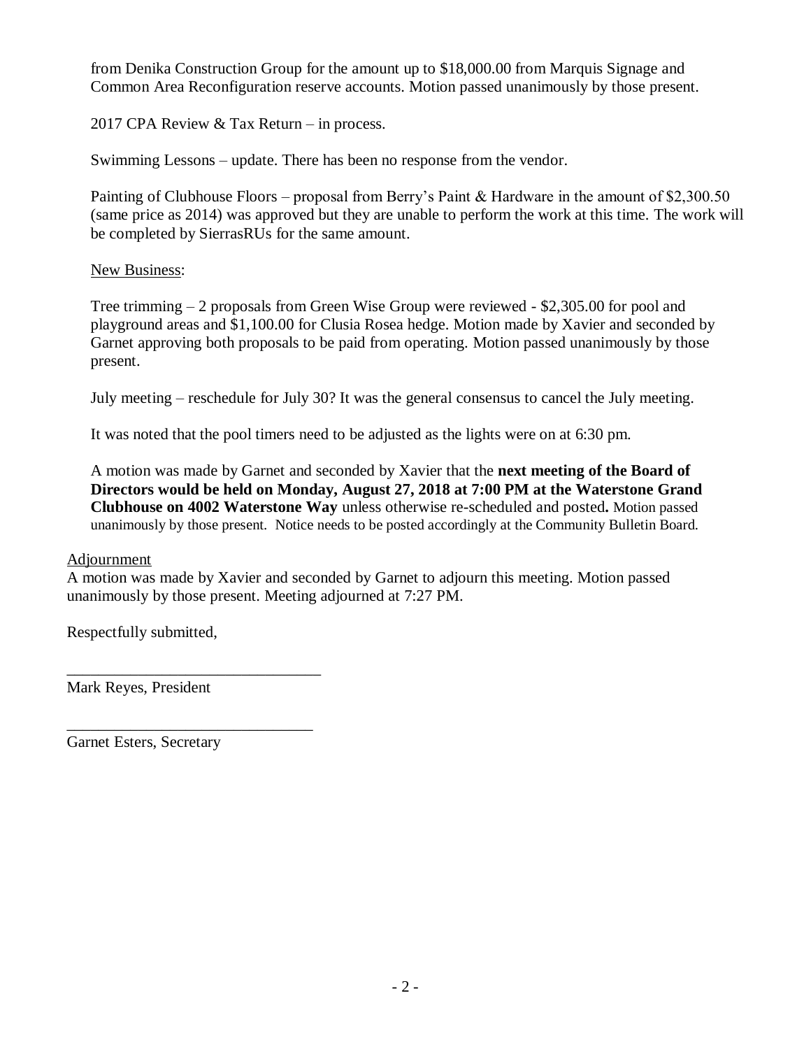from Denika Construction Group for the amount up to $18,000.00 from Marquis Signage and Common Area Reconfiguration reserve accounts. Motion passed unanimously by those present.

2017 CPA Review & Tax Return – in process.

Swimming Lessons – update. There has been no response from the vendor.

Painting of Clubhouse Floors – proposal from Berry's Paint & Hardware in the amount of $2,300.50 (same price as 2014) was approved but they are unable to perform the work at this time. The work will be completed by SierrasRUs for the same amount.

New Business:

Tree trimming – 2 proposals from Green Wise Group were reviewed - $2,305.00 for pool and playground areas and $1,100.00 for Clusia Rosea hedge. Motion made by Xavier and seconded by Garnet approving both proposals to be paid from operating. Motion passed unanimously by those present.

July meeting – reschedule for July 30? It was the general consensus to cancel the July meeting.

It was noted that the pool timers need to be adjusted as the lights were on at 6:30 pm.

A motion was made by Garnet and seconded by Xavier that the **next meeting of the Board of Directors would be held on Monday, August 27, 2018 at 7:00 PM at the Waterstone Grand Clubhouse on 4002 Waterstone Way** unless otherwise re-scheduled and posted**.** Motion passed unanimously by those present. Notice needs to be posted accordingly at the Community Bulletin Board.

Adjournment

A motion was made by Xavier and seconded by Garnet to adjourn this meeting. Motion passed unanimously by those present. Meeting adjourned at 7:27 PM.

Respectfully submitted,

_________________________________

Mark Reyes, President

________________________________

Garnet Esters, Secretary